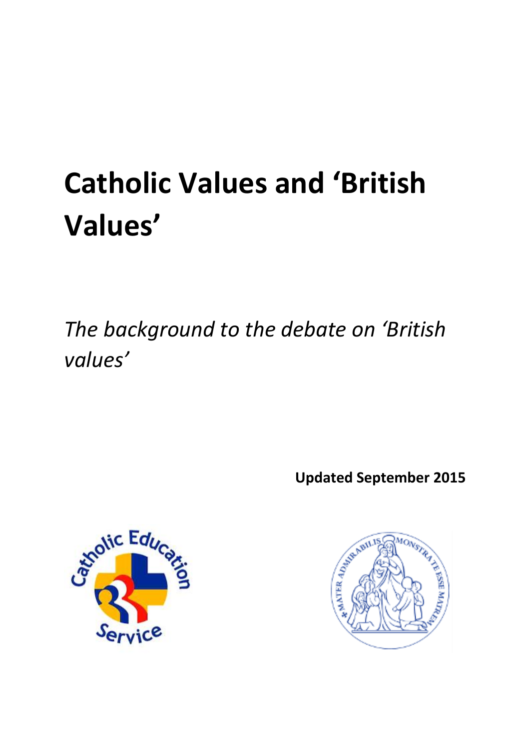# Catholic Values and 'British Values'

*The background to the debate on 'British values'*

**Updated September 2015**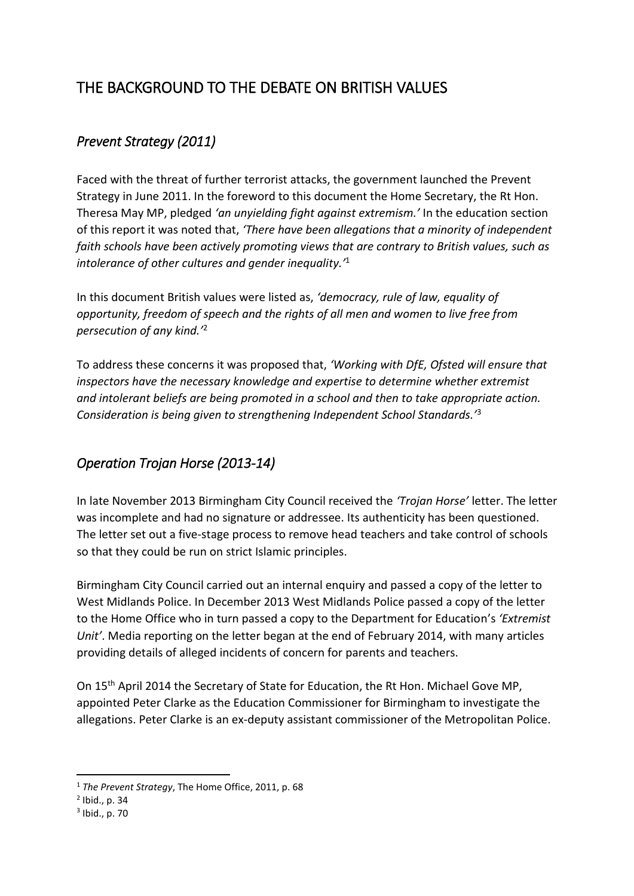# THE BACKGROUND TO THE DEBATE ON BRITISH VALUES

## *Prevent Strategy (2011)*

Faced with the threat of further terrorist attacks, the government launched the Prevent Strategy in June 2011. In the foreword to this document the Home Secretary, the Rt Hon. Theresa May MP, pledged *'an unyielding fight against extremism.'* In the education section of this report it was noted that, *'There have been allegations that a minority of independent faith schools have been actively promoting views that are contrary to British values, such as intolerance of other cultures and gender inequality.'*[1]

In this document British values were listed as, *'democracy, rule of law, equality of opportunity, freedom of speech and the rights of all men and women to live free from persecution of any kind.'*[2]

To address these concerns it was proposed that, *'Working with DfE, Ofsted will ensure that inspectors have the necessary knowledge and expertise to determine whether extremist and intolerant beliefs are being promoted in a school and then to take appropriate action. Consideration is being given to strengthening Independent School Standards.'*[3]

## *Operation Trojan Horse (2013-14)*

In late November 2013 Birmingham City Council received the *'Trojan Horse'* letter. The letter was incomplete and had no signature or addressee. Its authenticity has been questioned. The letter set out a five-stage process to remove head teachers and take control of schools so that they could be run on strict Islamic principles.

Birmingham City Council carried out an internal enquiry and passed a copy of the letter to West Midlands Police. In December 2013 West Midlands Police passed a copy of the letter to the Home Office who in turn passed a copy to the Department for Education's *'Extremist Unit'*. Media reporting on the letter began at the end of February 2014, with many articles providing details of alleged incidents of concern for parents and teachers.

On 15th April 2014 the Secretary of State for Education, the Rt Hon. Michael Gove MP, appointed Peter Clarke as the Education Commissioner for Birmingham to investigate the allegations. Peter Clarke is an ex-deputy assistant commissioner of the Metropolitan Police.

---

[1] *The Prevent Strategy*, The Home Office, 2011, p. 68

[2] Ibid., p. 34

[3] Ibid., p. 70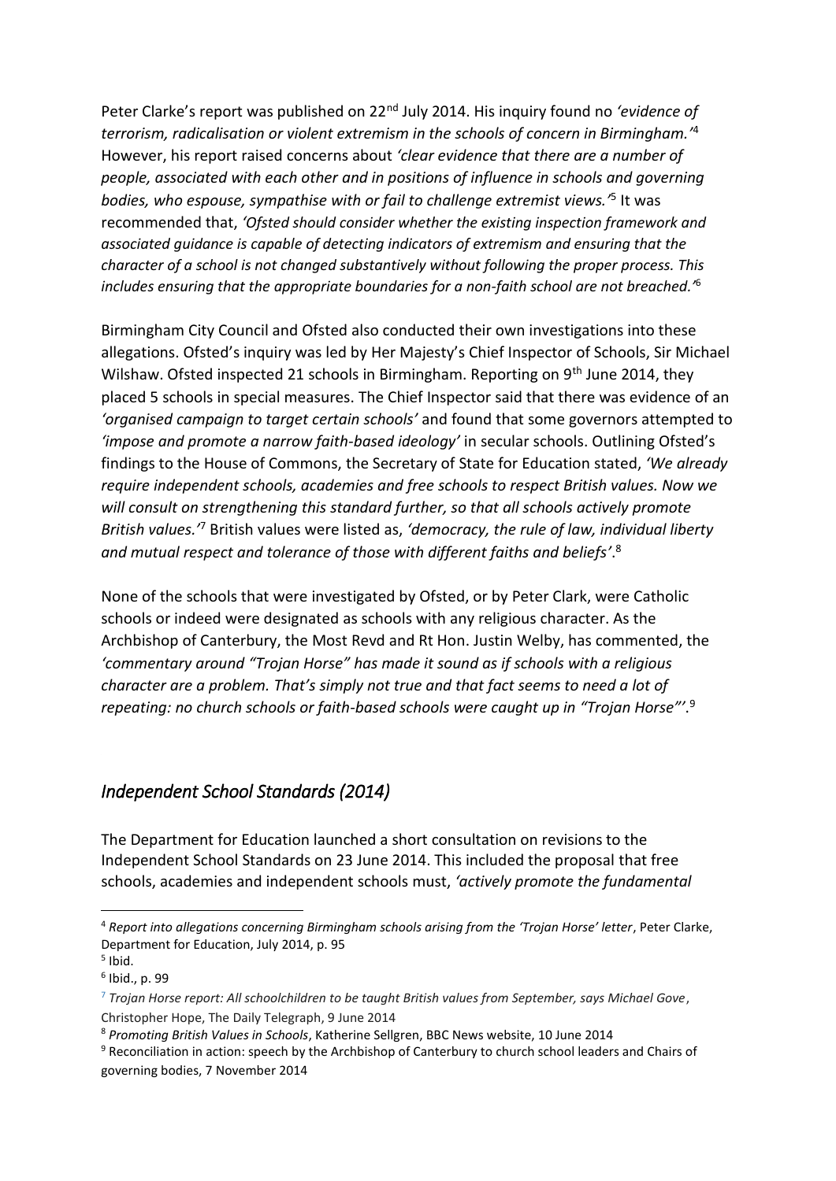Peter Clarke's report was published on 22nd July 2014. His inquiry found no *'evidence of terrorism, radicalisation or violent extremism in the schools of concern in Birmingham.'*[4] However, his report raised concerns about *'clear evidence that there are a number of people, associated with each other and in positions of influence in schools and governing bodies, who espouse, sympathise with or fail to challenge extremist views.'*[5] It was recommended that, *'Ofsted should consider whether the existing inspection framework and associated guidance is capable of detecting indicators of extremism and ensuring that the character of a school is not changed substantively without following the proper process. This includes ensuring that the appropriate boundaries for a non-faith school are not breached.'*[6]

Birmingham City Council and Ofsted also conducted their own investigations into these allegations. Ofsted's inquiry was led by Her Majesty's Chief Inspector of Schools, Sir Michael Wilshaw. Ofsted inspected 21 schools in Birmingham. Reporting on 9th June 2014, they placed 5 schools in special measures. The Chief Inspector said that there was evidence of an *'organised campaign to target certain schools'* and found that some governors attempted to *'impose and promote a narrow faith-based ideology'* in secular schools. Outlining Ofsted's findings to the House of Commons, the Secretary of State for Education stated, *'We already require independent schools, academies and free schools to respect British values. Now we will consult on strengthening this standard further, so that all schools actively promote British values.'*[7] British values were listed as, *'democracy, the rule of law, individual liberty and mutual respect and tolerance of those with different faiths and beliefs'*.[8]

None of the schools that were investigated by Ofsted, or by Peter Clark, were Catholic schools or indeed were designated as schools with any religious character. As the Archbishop of Canterbury, the Most Revd and Rt Hon. Justin Welby, has commented, the *'commentary around "Trojan Horse" has made it sound as if schools with a religious character are a problem. That's simply not true and that fact seems to need a lot of repeating: no church schools or faith-based schools were caught up in "Trojan Horse"'*.[9]

## *Independent School Standards (2014)*

The Department for Education launched a short consultation on revisions to the Independent School Standards on 23 June 2014. This included the proposal that free schools, academies and independent schools must, *'actively promote the fundamental*

---

[4] *Report into allegations concerning Birmingham schools arising from the 'Trojan Horse' letter*, Peter Clarke, Department for Education, July 2014, p. 95

[5] Ibid.

[6] Ibid., p. 99

[7] *Trojan Horse report: All schoolchildren to be taught British values from September, says Michael Gove*, Christopher Hope, The Daily Telegraph, 9 June 2014

[8] *Promoting British Values in Schools*, Katherine Sellgren, BBC News website, 10 June 2014

[9] Reconciliation in action: speech by the Archbishop of Canterbury to church school leaders and Chairs of governing bodies, 7 November 2014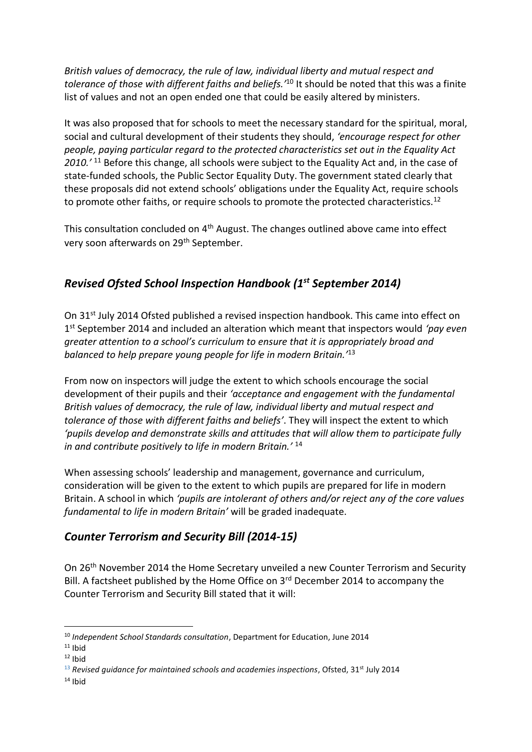*British values of democracy, the rule of law, individual liberty and mutual respect and tolerance of those with different faiths and beliefs.'*[10] It should be noted that this was a finite list of values and not an open ended one that could be easily altered by ministers.

It was also proposed that for schools to meet the necessary standard for the spiritual, moral, social and cultural development of their students they should, *'encourage respect for other people, paying particular regard to the protected characteristics set out in the Equality Act 2010.'* [11] Before this change, all schools were subject to the Equality Act and, in the case of state-funded schools, the Public Sector Equality Duty. The government stated clearly that these proposals did not extend schools' obligations under the Equality Act, require schools to promote other faiths, or require schools to promote the protected characteristics.[12]

This consultation concluded on 4th August. The changes outlined above came into effect very soon afterwards on 29th September.

## *Revised Ofsted School Inspection Handbook (1st September 2014)*

On 31st July 2014 Ofsted published a revised inspection handbook. This came into effect on 1st September 2014 and included an alteration which meant that inspectors would *'pay even greater attention to a school's curriculum to ensure that it is appropriately broad and balanced to help prepare young people for life in modern Britain.'*[13]

From now on inspectors will judge the extent to which schools encourage the social development of their pupils and their *'acceptance and engagement with the fundamental British values of democracy, the rule of law, individual liberty and mutual respect and tolerance of those with different faiths and beliefs'*. They will inspect the extent to which *'pupils develop and demonstrate skills and attitudes that will allow them to participate fully in and contribute positively to life in modern Britain.'* [14]

When assessing schools' leadership and management, governance and curriculum, consideration will be given to the extent to which pupils are prepared for life in modern Britain. A school in which *'pupils are intolerant of others and/or reject any of the core values fundamental to life in modern Britain'* will be graded inadequate.

## *Counter Terrorism and Security Bill (2014-15)*

On 26th November 2014 the Home Secretary unveiled a new Counter Terrorism and Security Bill. A factsheet published by the Home Office on 3rd December 2014 to accompany the Counter Terrorism and Security Bill stated that it will:

---

[10] *Independent School Standards consultation*, Department for Education, June 2014

[11] Ibid

[12] Ibid

[13] *Revised guidance for maintained schools and academies inspections*, Ofsted, 31st July 2014

[14] Ibid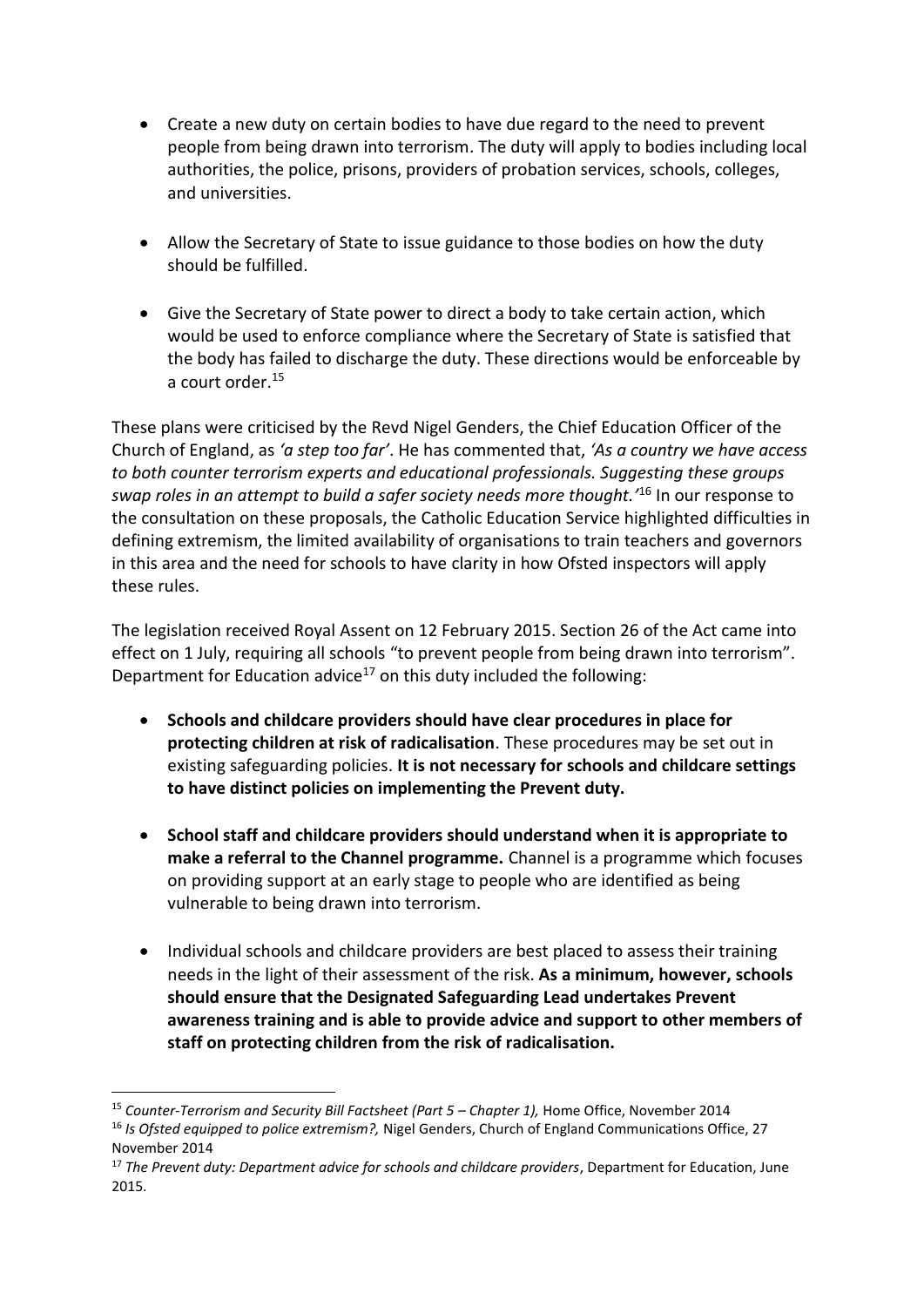- Create a new duty on certain bodies to have due regard to the need to prevent people from being drawn into terrorism. The duty will apply to bodies including local authorities, the police, prisons, providers of probation services, schools, colleges, and universities.

- Allow the Secretary of State to issue guidance to those bodies on how the duty should be fulfilled.

- Give the Secretary of State power to direct a body to take certain action, which would be used to enforce compliance where the Secretary of State is satisfied that the body has failed to discharge the duty. These directions would be enforceable by a court order.[15]

These plans were criticised by the Revd Nigel Genders, the Chief Education Officer of the Church of England, as *'a step too far'*. He has commented that, *'As a country we have access to both counter terrorism experts and educational professionals. Suggesting these groups swap roles in an attempt to build a safer society needs more thought.'*[16] In our response to the consultation on these proposals, the Catholic Education Service highlighted difficulties in defining extremism, the limited availability of organisations to train teachers and governors in this area and the need for schools to have clarity in how Ofsted inspectors will apply these rules.

The legislation received Royal Assent on 12 February 2015. Section 26 of the Act came into effect on 1 July, requiring all schools "to prevent people from being drawn into terrorism". Department for Education advice[17] on this duty included the following:

- **Schools and childcare providers should have clear procedures in place for protecting children at risk of radicalisation**. These procedures may be set out in existing safeguarding policies. **It is not necessary for schools and childcare settings to have distinct policies on implementing the Prevent duty.**

- **School staff and childcare providers should understand when it is appropriate to make a referral to the Channel programme.** Channel is a programme which focuses on providing support at an early stage to people who are identified as being vulnerable to being drawn into terrorism.

- Individual schools and childcare providers are best placed to assess their training needs in the light of their assessment of the risk. **As a minimum, however, schools should ensure that the Designated Safeguarding Lead undertakes Prevent awareness training and is able to provide advice and support to other members of staff on protecting children from the risk of radicalisation.**

---

[15] *Counter-Terrorism and Security Bill Factsheet (Part 5 – Chapter 1),* Home Office, November 2014

[16] *Is Ofsted equipped to police extremism?,* Nigel Genders, Church of England Communications Office, 27 November 2014

[17] *The Prevent duty: Department advice for schools and childcare providers*, Department for Education, June 2015.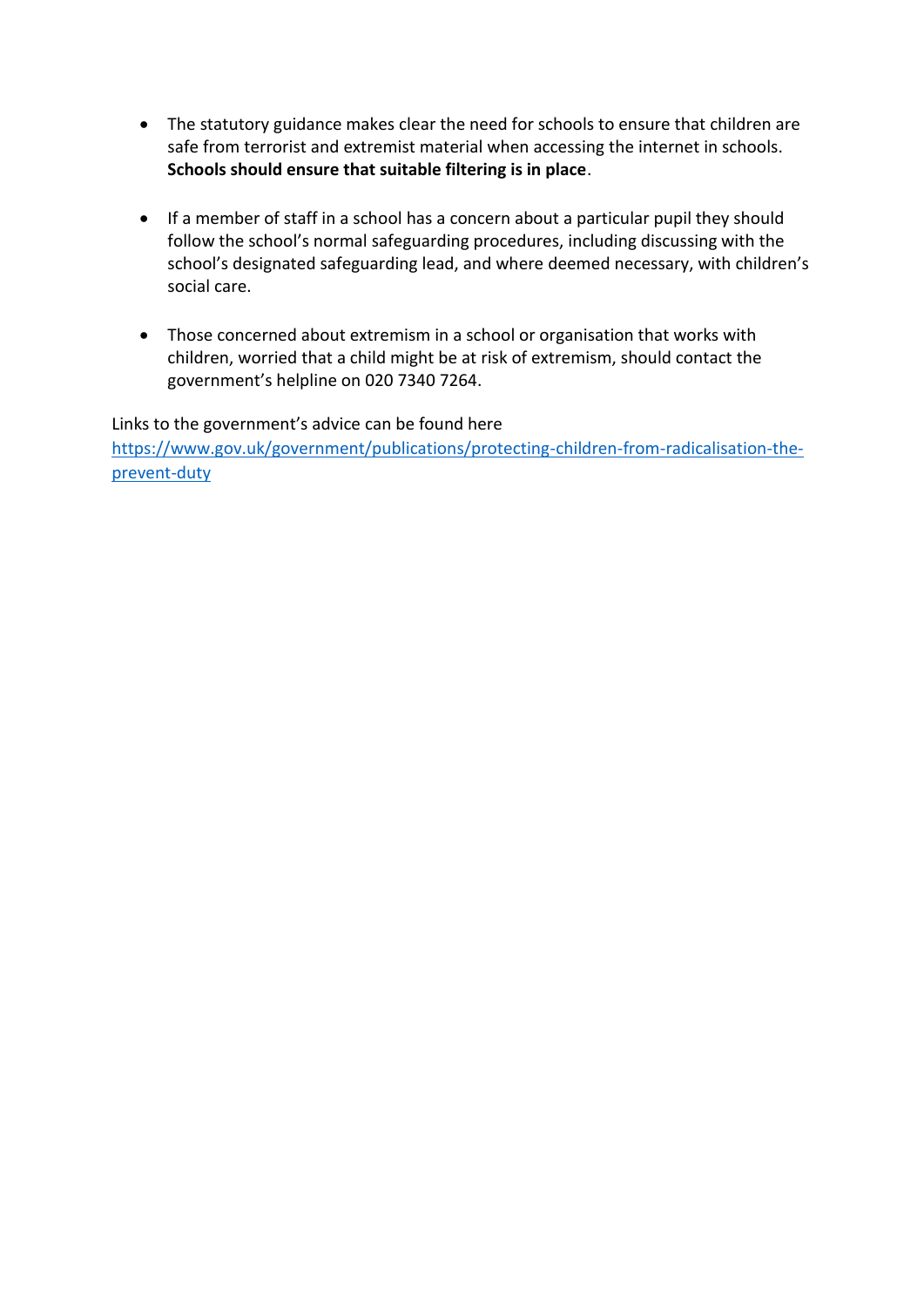- The statutory guidance makes clear the need for schools to ensure that children are safe from terrorist and extremist material when accessing the internet in schools. **Schools should ensure that suitable filtering is in place**.

- If a member of staff in a school has a concern about a particular pupil they should follow the school's normal safeguarding procedures, including discussing with the school's designated safeguarding lead, and where deemed necessary, with children's social care.

- Those concerned about extremism in a school or organisation that works with children, worried that a child might be at risk of extremism, should contact the government's helpline on 020 7340 7264.

Links to the government's advice can be found here
[https://www.gov.uk/government/publications/protecting-children-from-radicalisation-the-prevent-duty](https://www.gov.uk/government/publications/protecting-children-from-radicalisation-the-prevent-duty)